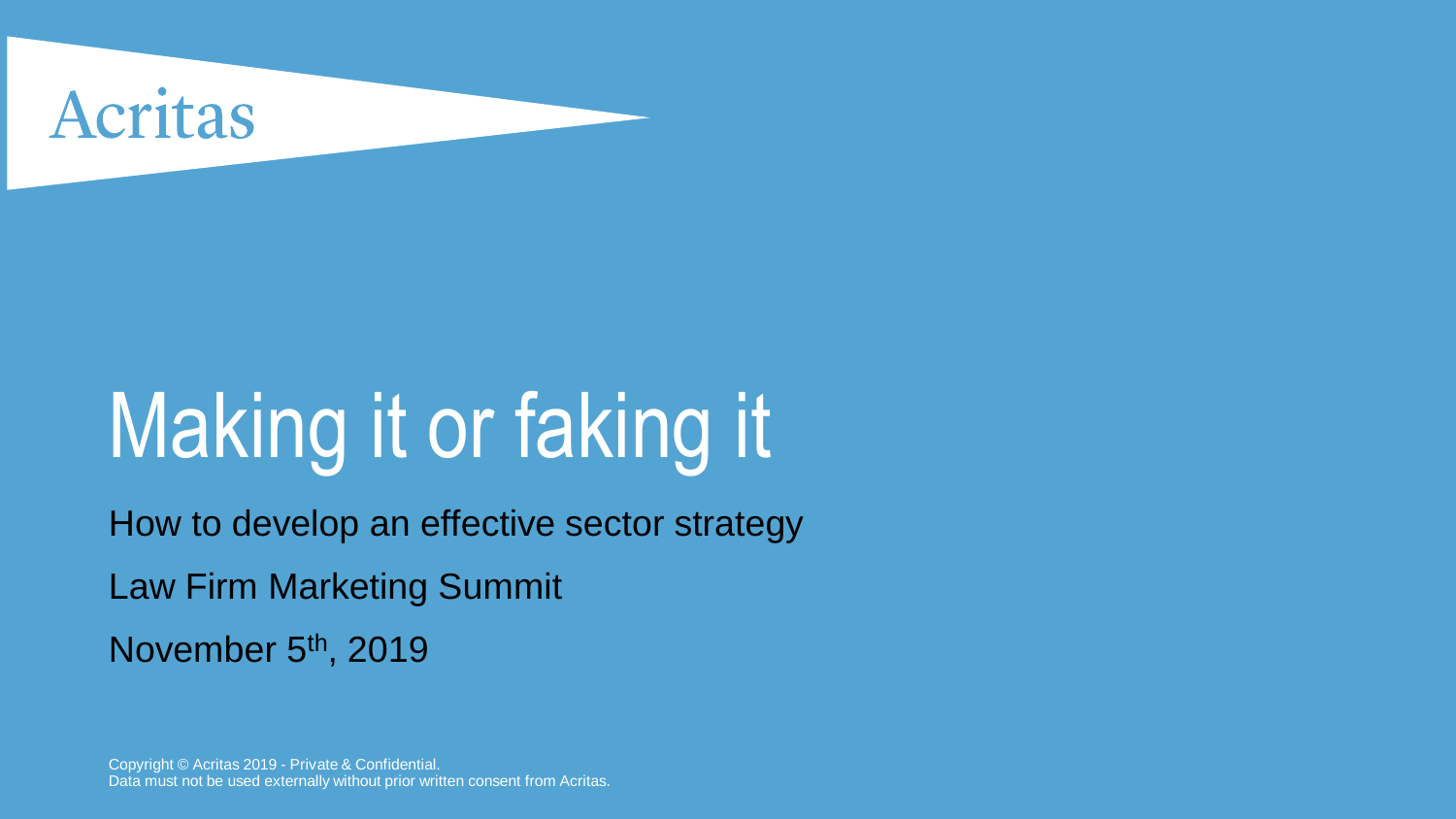Acritas

# Making it or faking it

How to develop an effective sector strategy

Law Firm Marketing Summit

November 5th, 2019

Copyright © Acritas 2019 - Private & Confidential.
Data must not be used externally without prior written consent from Acritas.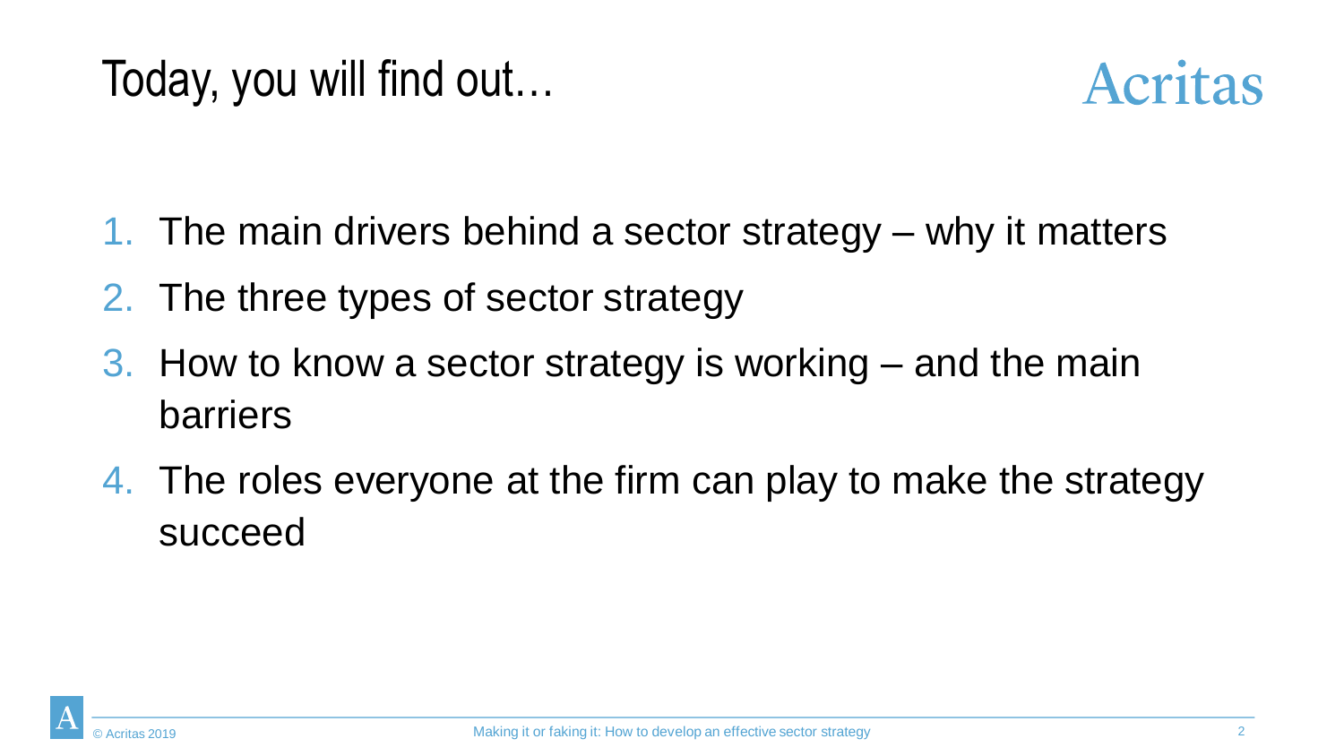# Today, you will find out…

1. The main drivers behind a sector strategy – why it matters
2. The three types of sector strategy
3. How to know a sector strategy is working – and the main barriers
4. The roles everyone at the firm can play to make the strategy succeed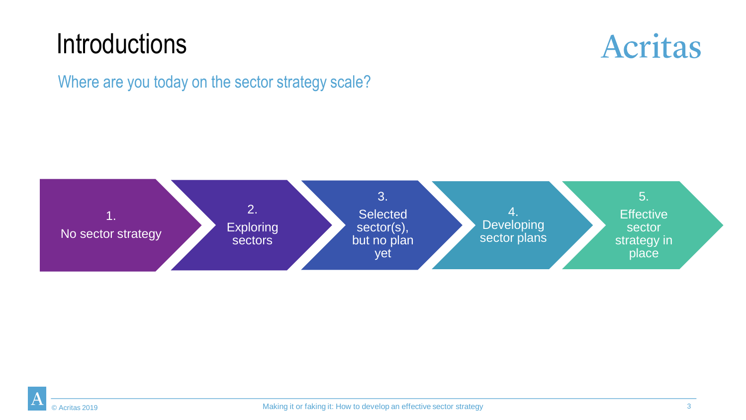# Introductions

## Where are you today on the sector strategy scale?

1. No sector strategy
2. Exploring sectors
3. Selected sector(s), but no plan yet
4. Developing sector plans
5. Effective sector strategy in place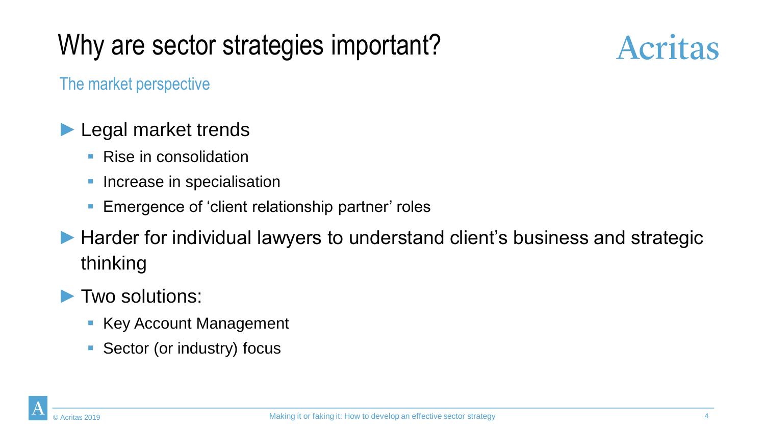# Why are sector strategies important?

## The market perspective

- Legal market trends
  - Rise in consolidation
  - Increase in specialisation
  - Emergence of 'client relationship partner' roles
- Harder for individual lawyers to understand client's business and strategic thinking
- Two solutions:
  - Key Account Management
  - Sector (or industry) focus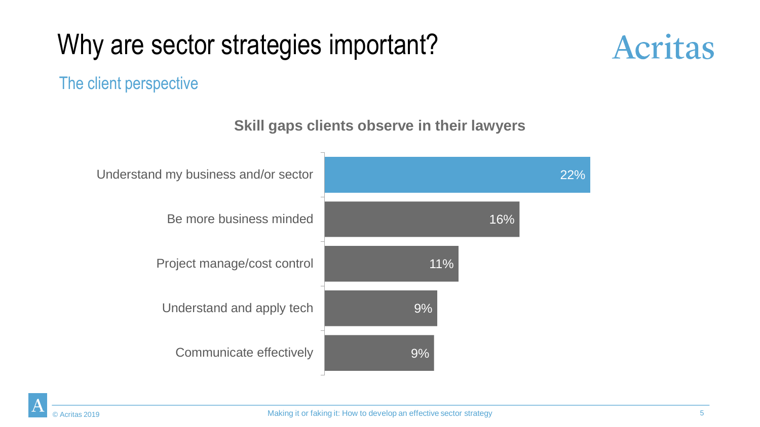# Why are sector strategies important?

## The client perspective

**Skill gaps clients observe in their lawyers**

| Skill gap | % |
| --- | --- |
| Understand my business and/or sector | 22% |
| Be more business minded | 16% |
| Project manage/cost control | 11% |
| Understand and apply tech | 9% |
| Communicate effectively | 9% |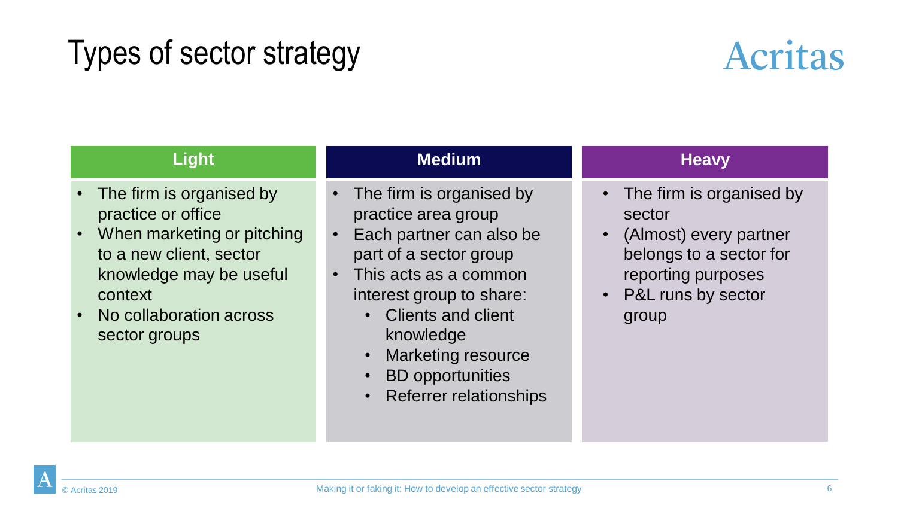# Types of sector strategy

## Light

- The firm is organised by practice or office
- When marketing or pitching to a new client, sector knowledge may be useful context
- No collaboration across sector groups

## Medium

- The firm is organised by practice area group
- Each partner can also be part of a sector group
- This acts as a common interest group to share:
  - Clients and client knowledge
  - Marketing resource
  - BD opportunities
  - Referrer relationships

## Heavy

- The firm is organised by sector
- (Almost) every partner belongs to a sector for reporting purposes
- P&L runs by sector group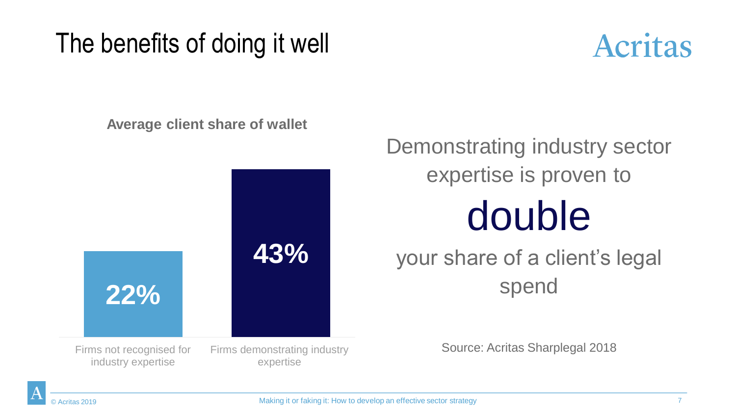# The benefits of doing it well

**Average client share of wallet**

| Firms not recognised for industry expertise | Firms demonstrating industry expertise |
| --- | --- |
| 22% | 43% |

Demonstrating industry sector expertise is proven to

double

your share of a client's legal spend

Source: Acritas Sharplegal 2018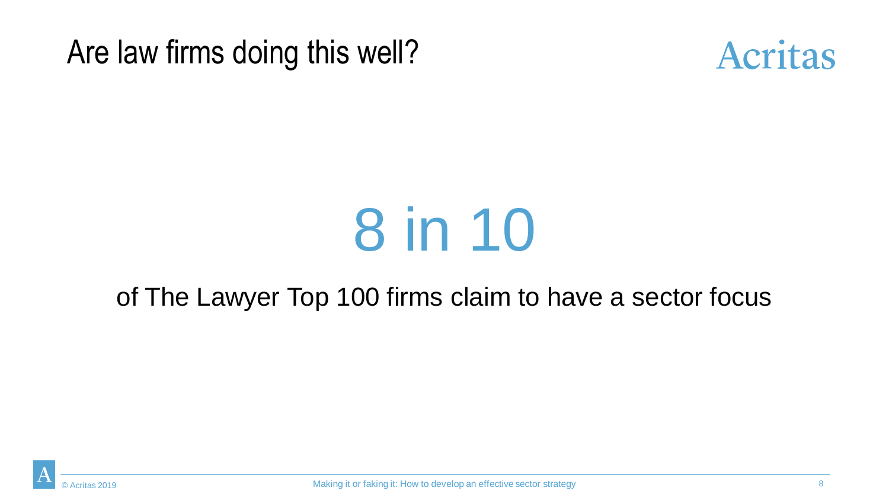# Are law firms doing this well?

## 8 in 10

of The Lawyer Top 100 firms claim to have a sector focus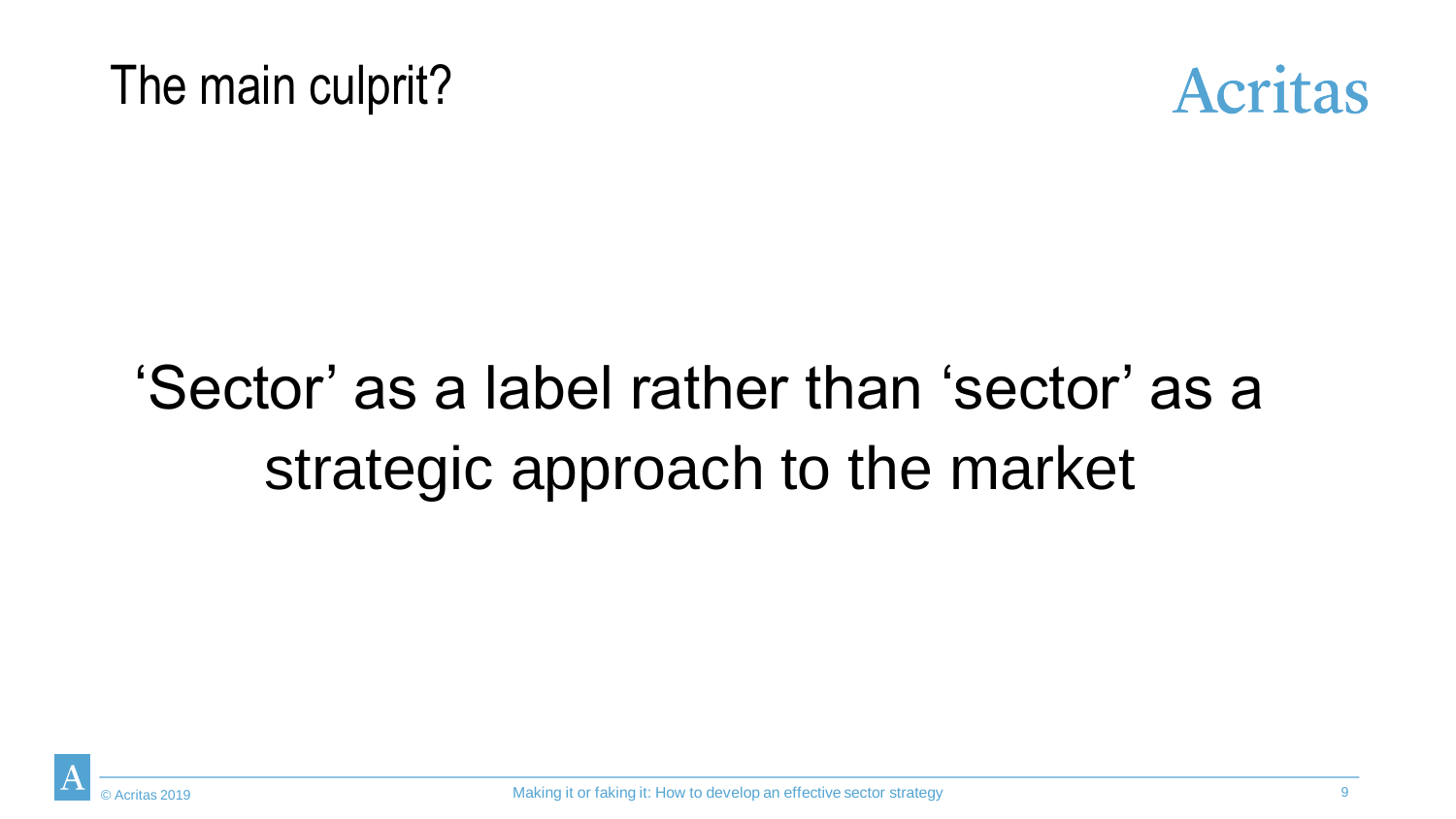# The main culprit?

'Sector' as a label rather than 'sector' as a strategic approach to the market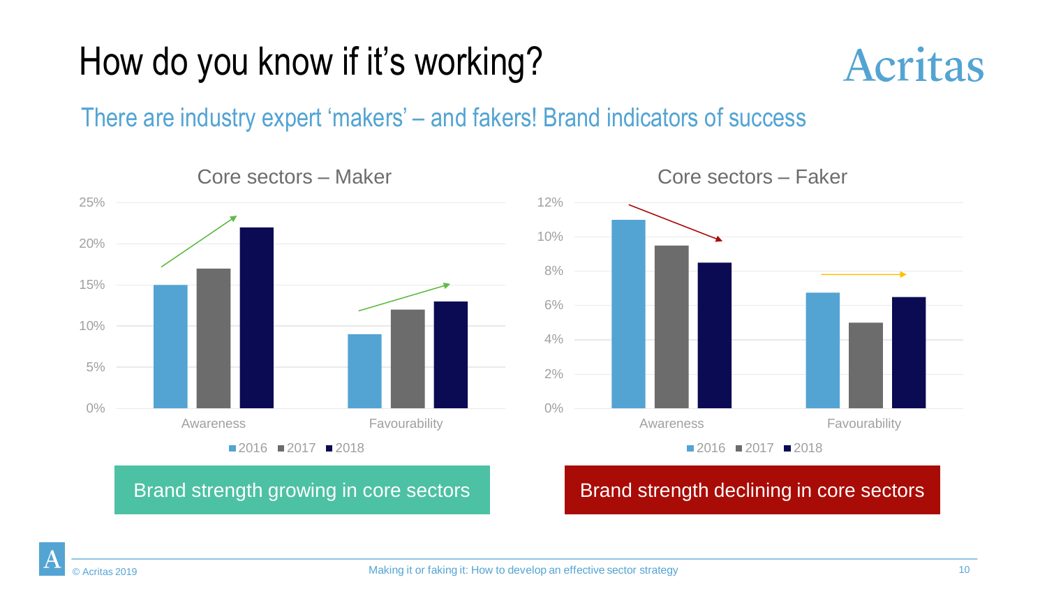# How do you know if it's working?

## There are industry expert 'makers' – and fakers! Brand indicators of success

### Core sectors – Maker

| | 2016 | 2017 | 2018 |
|---|---|---|---|
| Awareness | 15% | 17% | 22% |
| Favourability | 9% | 12% | 13% |

Brand strength growing in core sectors

### Core sectors – Faker

| | 2016 | 2017 | 2018 |
|---|---|---|---|
| Awareness | 11% | 9.5% | 8.5% |
| Favourability | 6.7% | 5% | 6.5% |

Brand strength declining in core sectors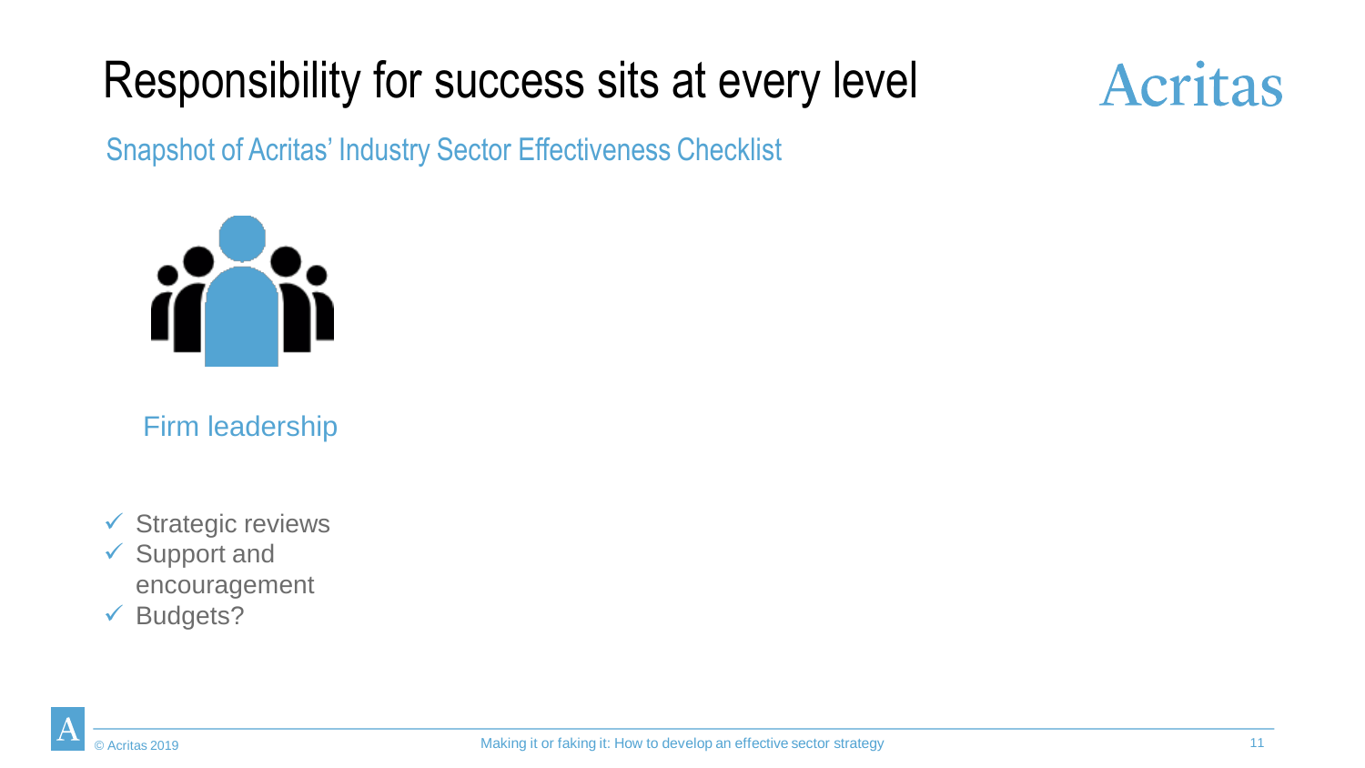# Responsibility for success sits at every level

Snapshot of Acritas' Industry Sector Effectiveness Checklist

Firm leadership

- ✓ Strategic reviews
- ✓ Support and encouragement
- ✓ Budgets?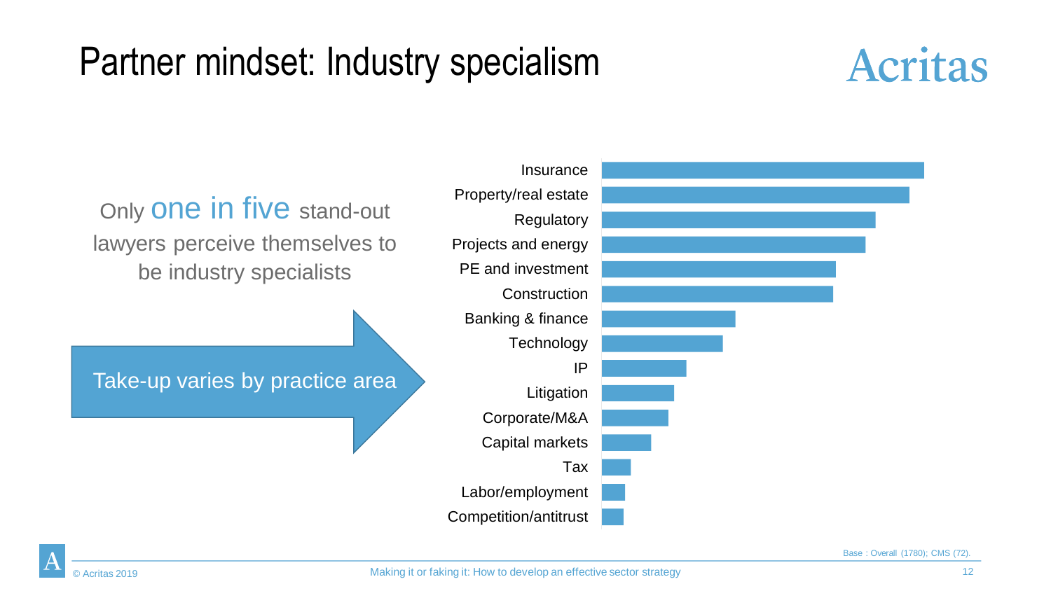# Partner mindset: Industry specialism

Only **one in five** stand-out lawyers perceive themselves to be industry specialists

Take-up varies by practice area

- Insurance
- Property/real estate
- Regulatory
- Projects and energy
- PE and investment
- Construction
- Banking & finance
- Technology
- IP
- Litigation
- Corporate/M&A
- Capital markets
- Tax
- Labor/employment
- Competition/antitrust

Base : Overall (1780); CMS (72).

© Acritas 2019

Making it or faking it: How to develop an effective sector strategy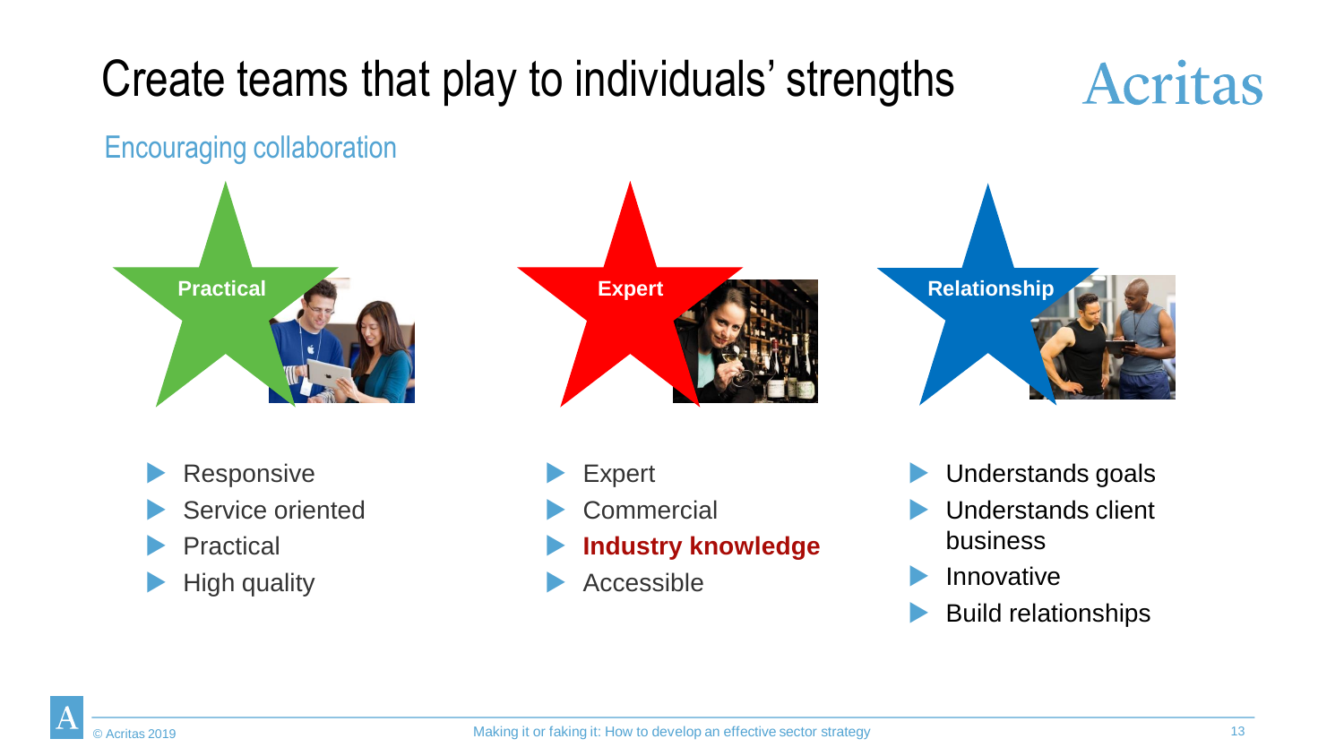# Create teams that play to individuals' strengths

## Encouraging collaboration

**Practical**

- Responsive
- Service oriented
- Practical
- High quality

**Expert**

- Expert
- Commercial
- **Industry knowledge**
- Accessible

**Relationship**

- Understands goals
- Understands client business
- Innovative
- Build relationships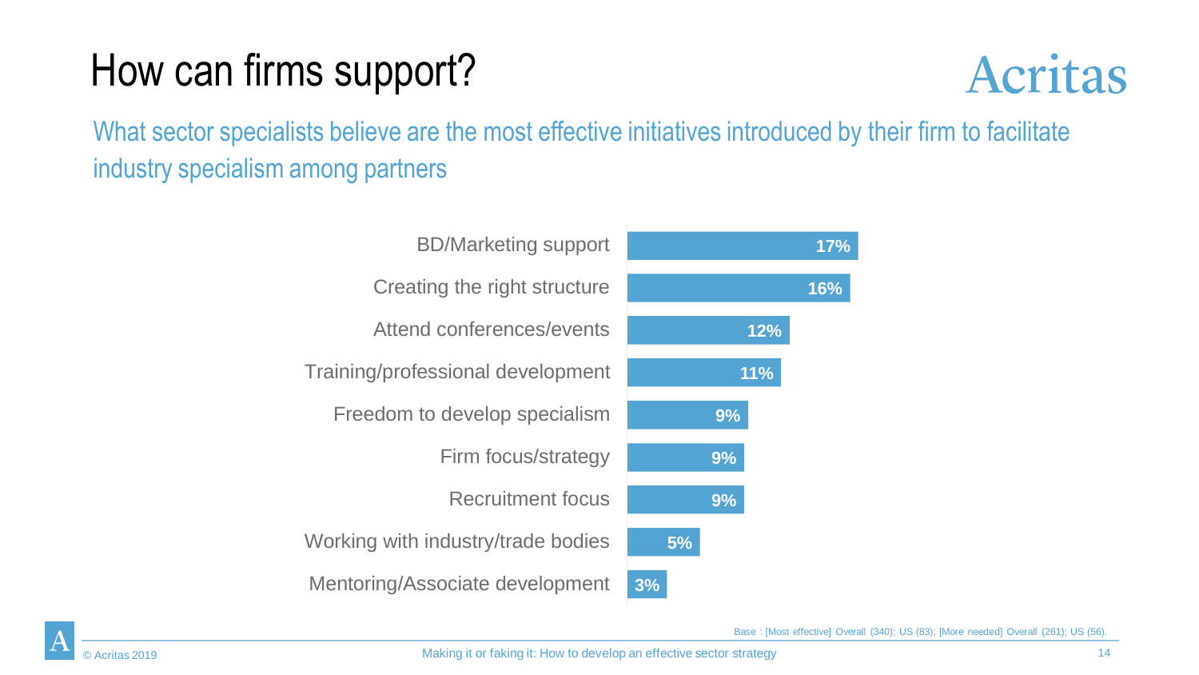# How can firms support?

What sector specialists believe are the most effective initiatives introduced by their firm to facilitate industry specialism among partners

| Initiative | % |
|---|---|
| BD/Marketing support | 17% |
| Creating the right structure | 16% |
| Attend conferences/events | 12% |
| Training/professional development | 11% |
| Freedom to develop specialism | 9% |
| Firm focus/strategy | 9% |
| Recruitment focus | 9% |
| Working with industry/trade bodies | 5% |
| Mentoring/Associate development | 3% |

Base : [Most effective] Overall (340); US (83); [More needed] Overall (261); US (56).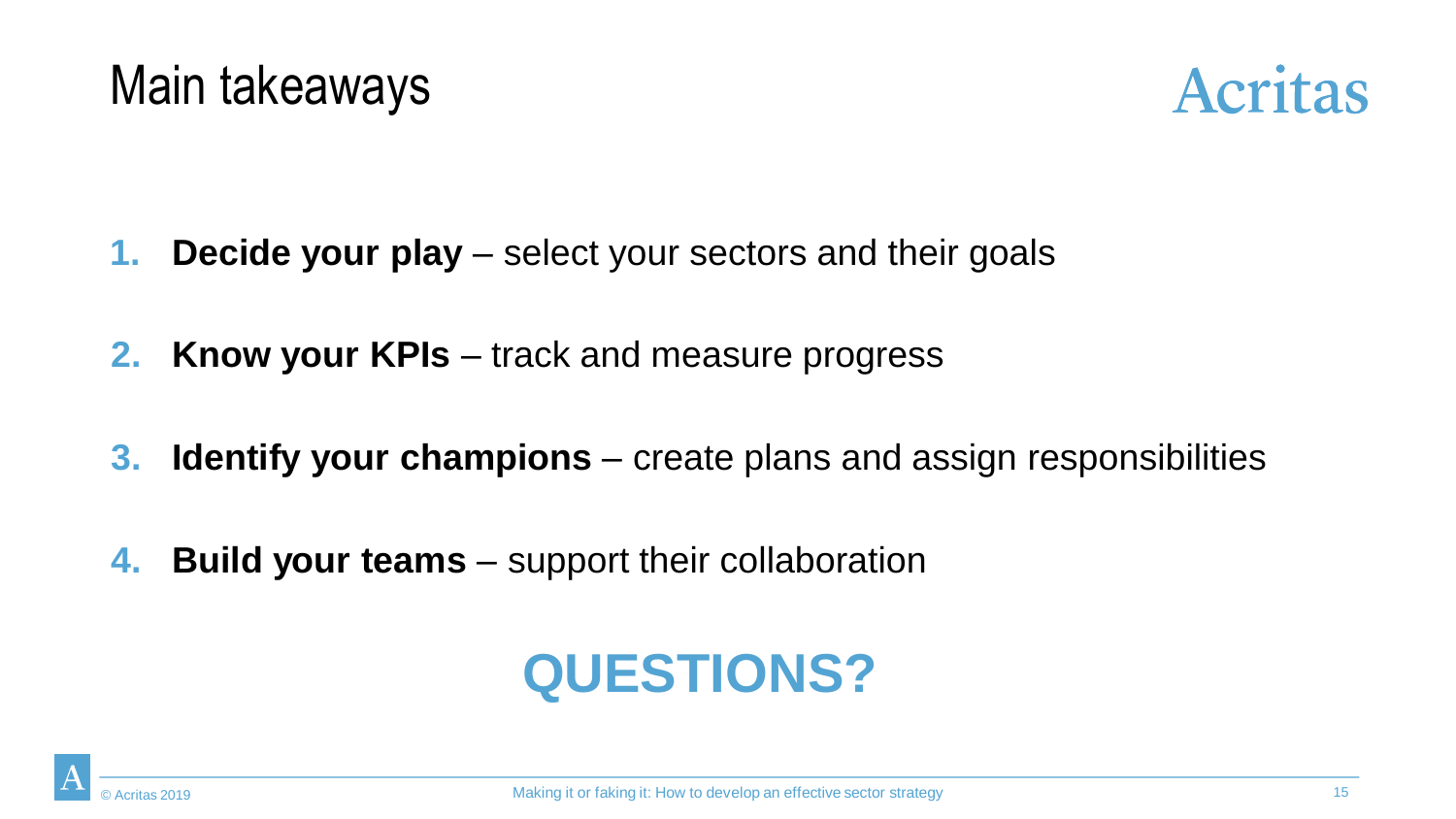# Main takeaways

Acritas

1. **Decide your play** – select your sectors and their goals
2. **Know your KPIs** – track and measure progress
3. **Identify your champions** – create plans and assign responsibilities
4. **Build your teams** – support their collaboration

**QUESTIONS?**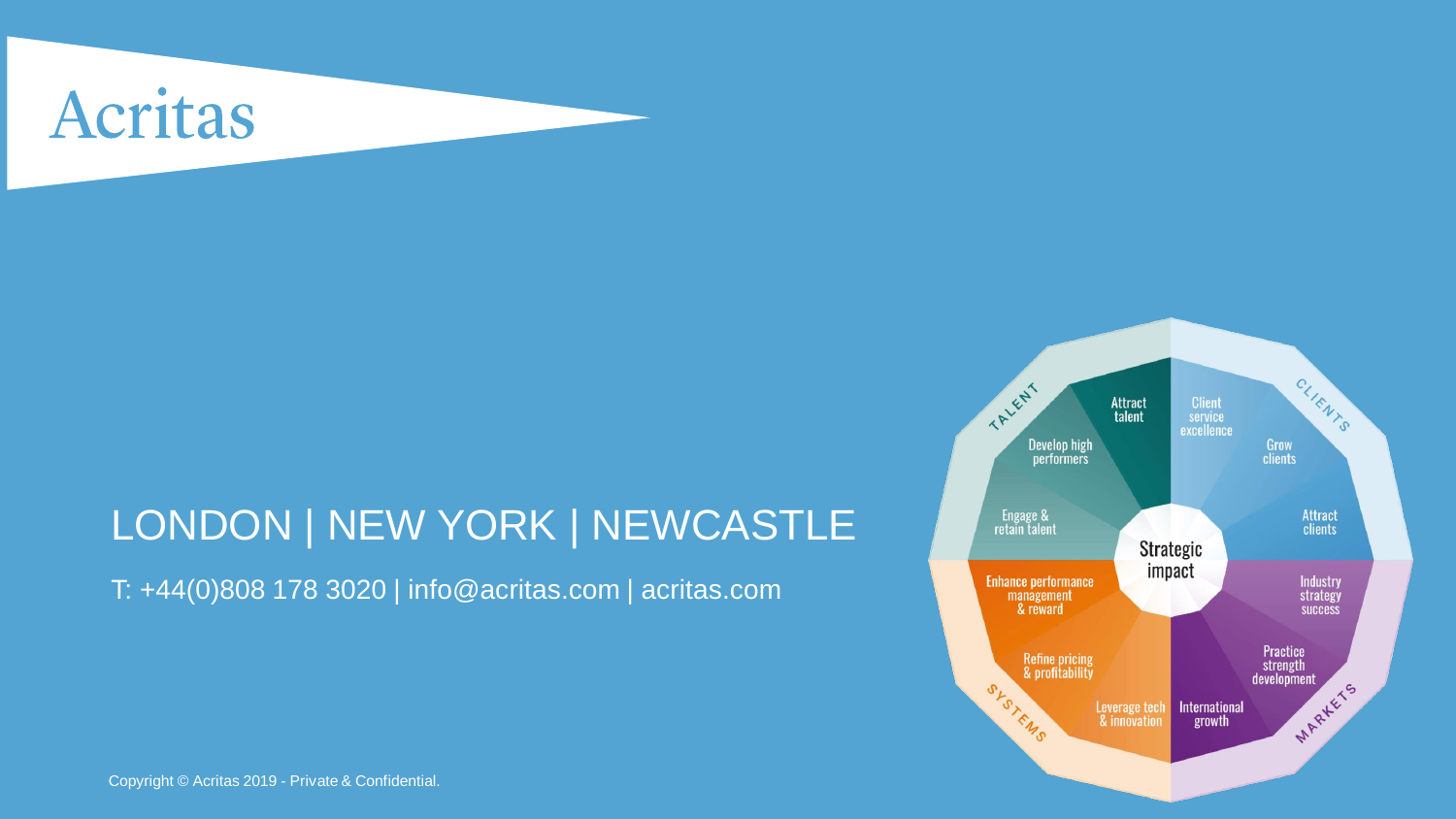# Acritas

LONDON | NEW YORK | NEWCASTLE

T: +44(0)808 178 3020 | info@acritas.com | acritas.com

TALENT

Attract talent

Develop high performers

Engage & retain talent

CLIENTS

Client service excellence

Grow clients

Attract clients

Strategic impact

SYSTEMS

Enhance performance management & reward

Refine pricing & profitability

Leverage tech & innovation

MARKETS

International growth

Practice strength development

Industry strategy success

Copyright © Acritas 2019 - Private & Confidential.